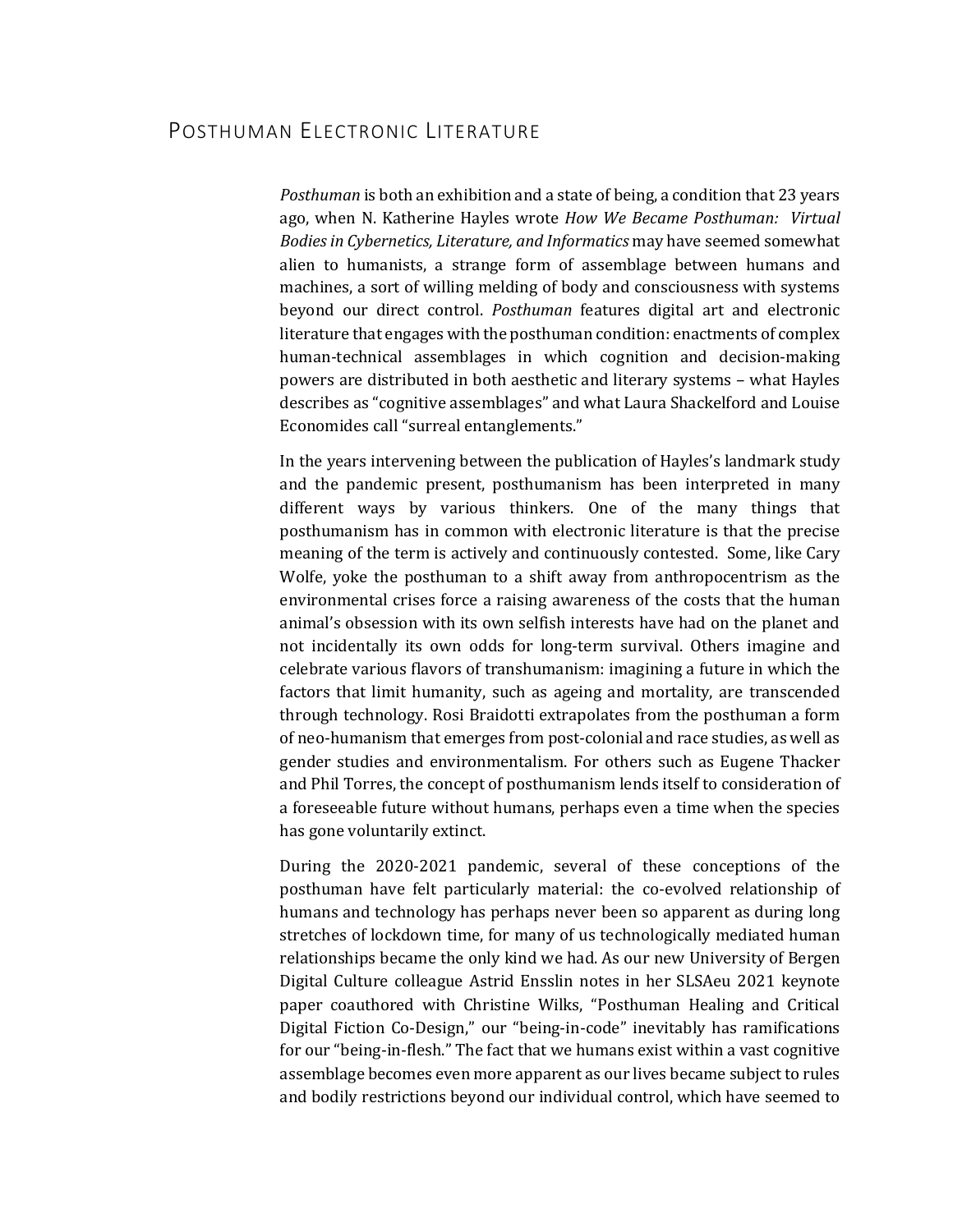# Posthuman Electronic Literature

*Posthuman* is both an exhibition and a state of being, a condition that 23 years ago, when N. Katherine Hayles wrote *How We Became Posthuman: Virtual Bodies in Cybernetics, Literature, and Informatics* may have seemed somewhat alien to humanists, a strange form of assemblage between humans and machines, a sort of willing melding of body and consciousness with systems beyond our direct control. *Posthuman* features digital art and electronic literature that engages with the posthuman condition: enactments of complex human-technical assemblages in which cognition and decision-making powers are distributed in both aesthetic and literary systems – what Hayles describes as "cognitive assemblages" and what Laura Shackelford and Louise Economides call "surreal entanglements."

In the years intervening between the publication of Hayles's landmark study and the pandemic present, posthumanism has been interpreted in many different ways by various thinkers. One of the many things that posthumanism has in common with electronic literature is that the precise meaning of the term is actively and continuously contested. Some, like Cary Wolfe, yoke the posthuman to a shift away from anthropocentrism as the environmental crises force a raising awareness of the costs that the human animal's obsession with its own selfish interests have had on the planet and not incidentally its own odds for long-term survival. Others imagine and celebrate various flavors of transhumanism: imagining a future in which the factors that limit humanity, such as ageing and mortality, are transcended through technology. Rosi Braidotti extrapolates from the posthuman a form of neo-humanism that emerges from post-colonial and race studies, as well as gender studies and environmentalism. For others such as Eugene Thacker and Phil Torres, the concept of posthumanism lends itself to consideration of a foreseeable future without humans, perhaps even a time when the species has gone voluntarily extinct.

During the 2020-2021 pandemic, several of these conceptions of the posthuman have felt particularly material: the co-evolved relationship of humans and technology has perhaps never been so apparent as during long stretches of lockdown time, for many of us technologically mediated human relationships became the only kind we had. As our new University of Bergen Digital Culture colleague Astrid Ensslin notes in her SLSAeu 2021 keynote paper coauthored with Christine Wilks, "Posthuman Healing and Critical Digital Fiction Co-Design," our "being-in-code" inevitably has ramifications for our "being-in-flesh." The fact that we humans exist within a vast cognitive assemblage becomes even more apparent as our lives became subject to rules and bodily restrictions beyond our individual control, which have seemed to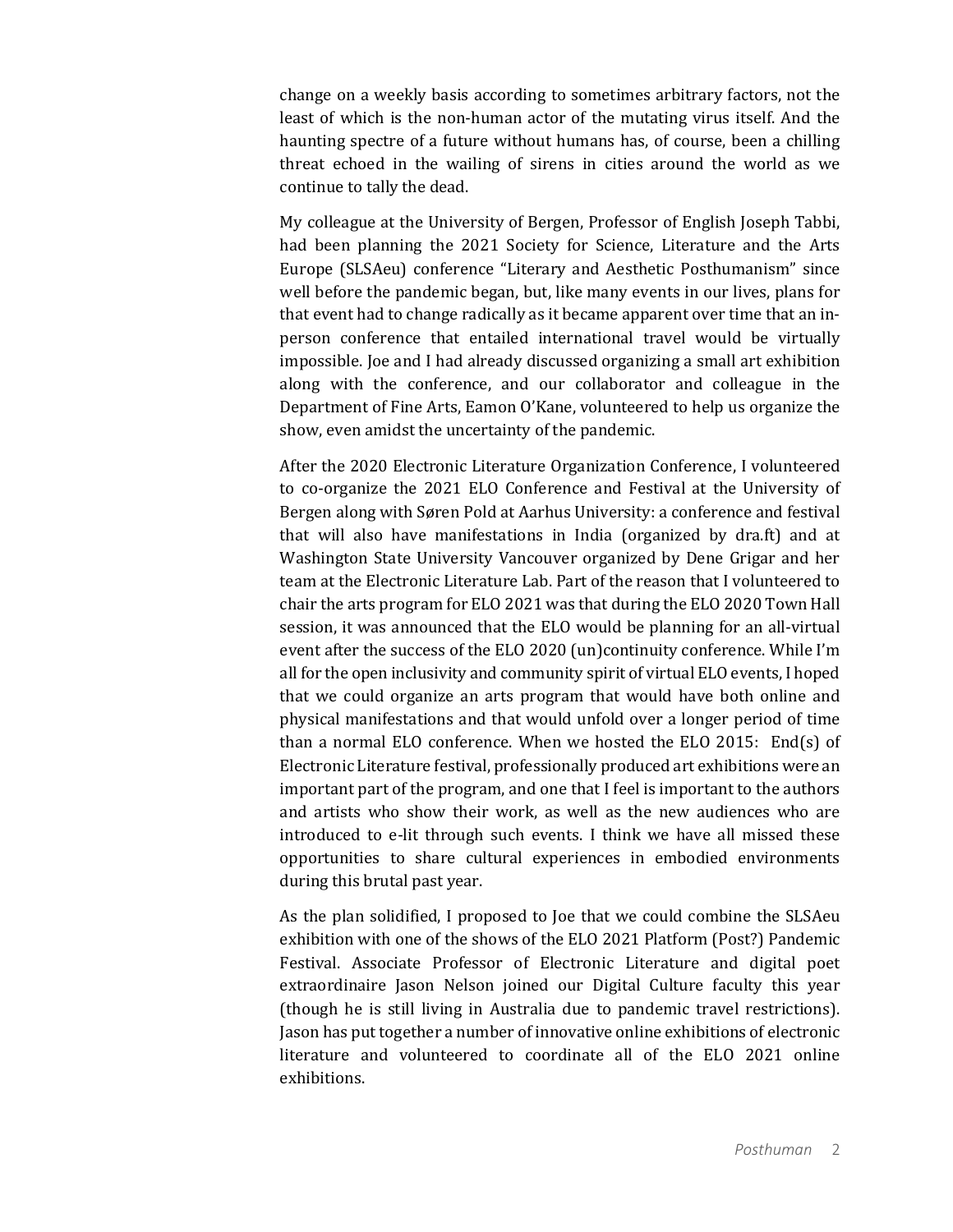change on a weekly basis according to sometimes arbitrary factors, not the least of which is the non-human actor of the mutating virus itself. And the haunting spectre of a future without humans has, of course, been a chilling threat echoed in the wailing of sirens in cities around the world as we continue to tally the dead.

My colleague at the University of Bergen, Professor of English Joseph Tabbi, had been planning the 2021 Society for Science, Literature and the Arts Europe (SLSAeu) conference "Literary and Aesthetic Posthumanism" since well before the pandemic began, but, like many events in our lives, plans for that event had to change radically as it became apparent over time that an in-person conference that entailed international travel would be virtually impossible. Joe and I had already discussed organizing a small art exhibition along with the conference, and our collaborator and colleague in the Department of Fine Arts, Eamon O'Kane, volunteered to help us organize the show, even amidst the uncertainty of the pandemic.

After the 2020 Electronic Literature Organization Conference, I volunteered to co-organize the 2021 ELO Conference and Festival at the University of Bergen along with Søren Pold at Aarhus University: a conference and festival that will also have manifestations in India (organized by dra.ft) and at Washington State University Vancouver organized by Dene Grigar and her team at the Electronic Literature Lab. Part of the reason that I volunteered to chair the arts program for ELO 2021 was that during the ELO 2020 Town Hall session, it was announced that the ELO would be planning for an all-virtual event after the success of the ELO 2020 (un)continuity conference. While I'm all for the open inclusivity and community spirit of virtual ELO events, I hoped that we could organize an arts program that would have both online and physical manifestations and that would unfold over a longer period of time than a normal ELO conference. When we hosted the ELO 2015: End(s) of Electronic Literature festival, professionally produced art exhibitions were an important part of the program, and one that I feel is important to the authors and artists who show their work, as well as the new audiences who are introduced to e-lit through such events. I think we have all missed these opportunities to share cultural experiences in embodied environments during this brutal past year.

As the plan solidified, I proposed to Joe that we could combine the SLSAeu exhibition with one of the shows of the ELO 2021 Platform (Post?) Pandemic Festival. Associate Professor of Electronic Literature and digital poet extraordinaire Jason Nelson joined our Digital Culture faculty this year (though he is still living in Australia due to pandemic travel restrictions). Jason has put together a number of innovative online exhibitions of electronic literature and volunteered to coordinate all of the ELO 2021 online exhibitions.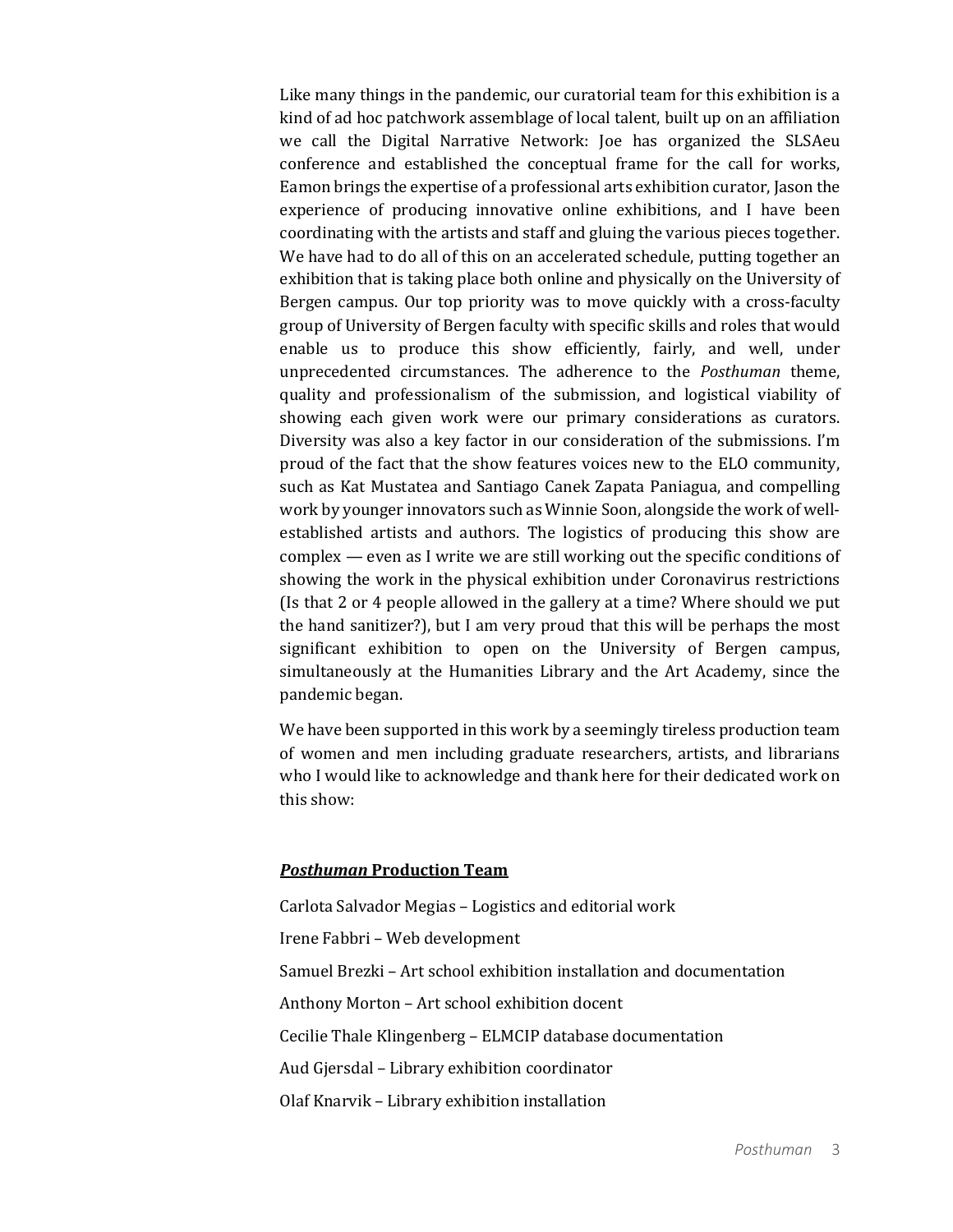Like many things in the pandemic, our curatorial team for this exhibition is a kind of ad hoc patchwork assemblage of local talent, built up on an affiliation we call the Digital Narrative Network: Joe has organized the SLSAeu conference and established the conceptual frame for the call for works, Eamon brings the expertise of a professional arts exhibition curator, Jason the experience of producing innovative online exhibitions, and I have been coordinating with the artists and staff and gluing the various pieces together. We have had to do all of this on an accelerated schedule, putting together an exhibition that is taking place both online and physically on the University of Bergen campus. Our top priority was to move quickly with a cross-faculty group of University of Bergen faculty with specific skills and roles that would enable us to produce this show efficiently, fairly, and well, under unprecedented circumstances. The adherence to the *Posthuman* theme, quality and professionalism of the submission, and logistical viability of showing each given work were our primary considerations as curators. Diversity was also a key factor in our consideration of the submissions. I'm proud of the fact that the show features voices new to the ELO community, such as Kat Mustatea and Santiago Canek Zapata Paniagua, and compelling work by younger innovators such as Winnie Soon, alongside the work of well-established artists and authors. The logistics of producing this show are complex — even as I write we are still working out the specific conditions of showing the work in the physical exhibition under Coronavirus restrictions (Is that 2 or 4 people allowed in the gallery at a time? Where should we put the hand sanitizer?), but I am very proud that this will be perhaps the most significant exhibition to open on the University of Bergen campus, simultaneously at the Humanities Library and the Art Academy, since the pandemic began.

We have been supported in this work by a seemingly tireless production team of women and men including graduate researchers, artists, and librarians who I would like to acknowledge and thank here for their dedicated work on this show:

## ***Posthuman* Production Team**

Carlota Salvador Megias – Logistics and editorial work

Irene Fabbri – Web development

Samuel Brezki – Art school exhibition installation and documentation

Anthony Morton – Art school exhibition docent

Cecilie Thale Klingenberg – ELMCIP database documentation

Aud Gjersdal – Library exhibition coordinator

Olaf Knarvik – Library exhibition installation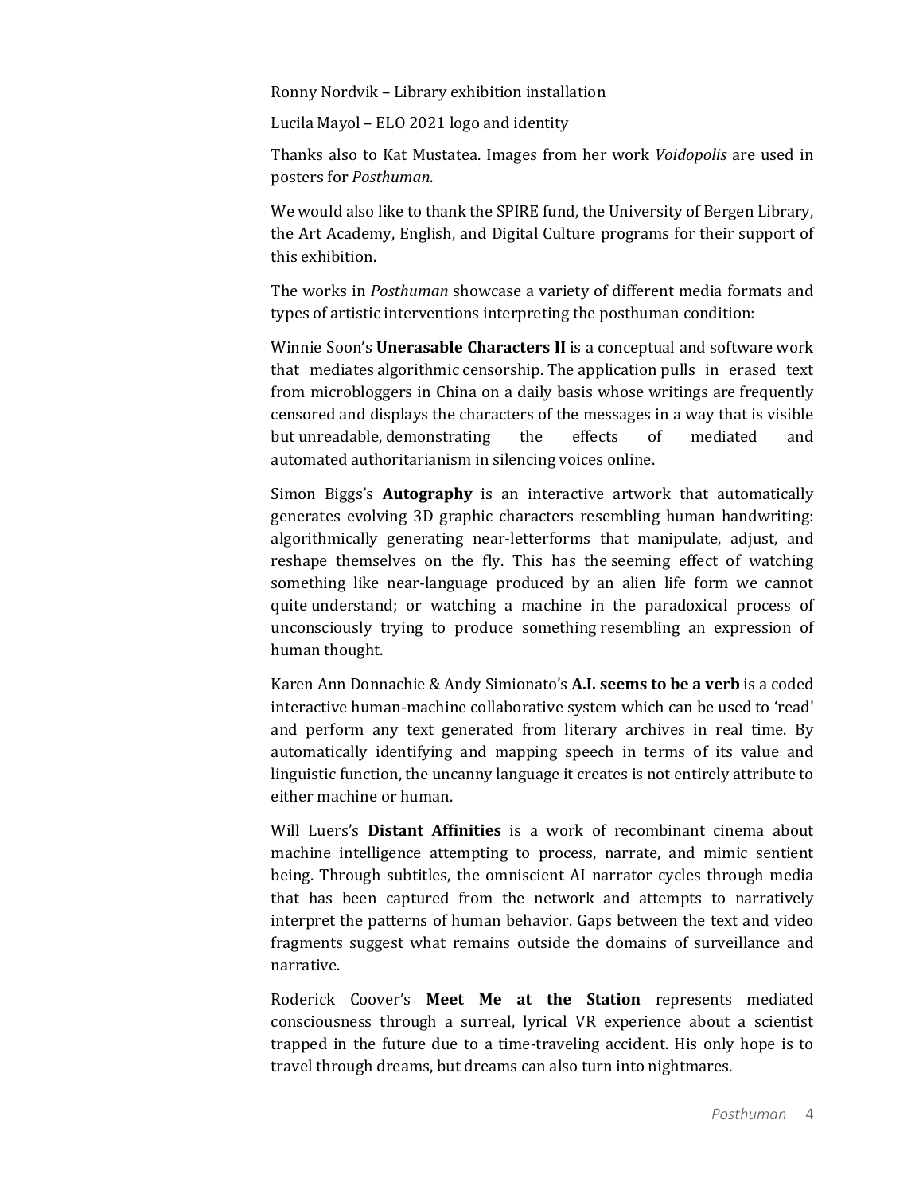Ronny Nordvik – Library exhibition installation

Lucila Mayol – ELO 2021 logo and identity

Thanks also to Kat Mustatea. Images from her work *Voidopolis* are used in posters for *Posthuman*.

We would also like to thank the SPIRE fund, the University of Bergen Library, the Art Academy, English, and Digital Culture programs for their support of this exhibition.

The works in *Posthuman* showcase a variety of different media formats and types of artistic interventions interpreting the posthuman condition:

Winnie Soon's **Unerasable Characters II** is a conceptual and software work that mediates algorithmic censorship. The application pulls in erased text from microbloggers in China on a daily basis whose writings are frequently censored and displays the characters of the messages in a way that is visible but unreadable, demonstrating the effects of mediated and automated authoritarianism in silencing voices online.

Simon Biggs's **Autography** is an interactive artwork that automatically generates evolving 3D graphic characters resembling human handwriting: algorithmically generating near-letterforms that manipulate, adjust, and reshape themselves on the fly. This has the seeming effect of watching something like near-language produced by an alien life form we cannot quite understand; or watching a machine in the paradoxical process of unconsciously trying to produce something resembling an expression of human thought.

Karen Ann Donnachie & Andy Simionato's **A.I. seems to be a verb** is a coded interactive human-machine collaborative system which can be used to 'read' and perform any text generated from literary archives in real time. By automatically identifying and mapping speech in terms of its value and linguistic function, the uncanny language it creates is not entirely attribute to either machine or human.

Will Luers's **Distant Affinities** is a work of recombinant cinema about machine intelligence attempting to process, narrate, and mimic sentient being. Through subtitles, the omniscient AI narrator cycles through media that has been captured from the network and attempts to narratively interpret the patterns of human behavior. Gaps between the text and video fragments suggest what remains outside the domains of surveillance and narrative.

Roderick Coover's **Meet Me at the Station** represents mediated consciousness through a surreal, lyrical VR experience about a scientist trapped in the future due to a time-traveling accident. His only hope is to travel through dreams, but dreams can also turn into nightmares.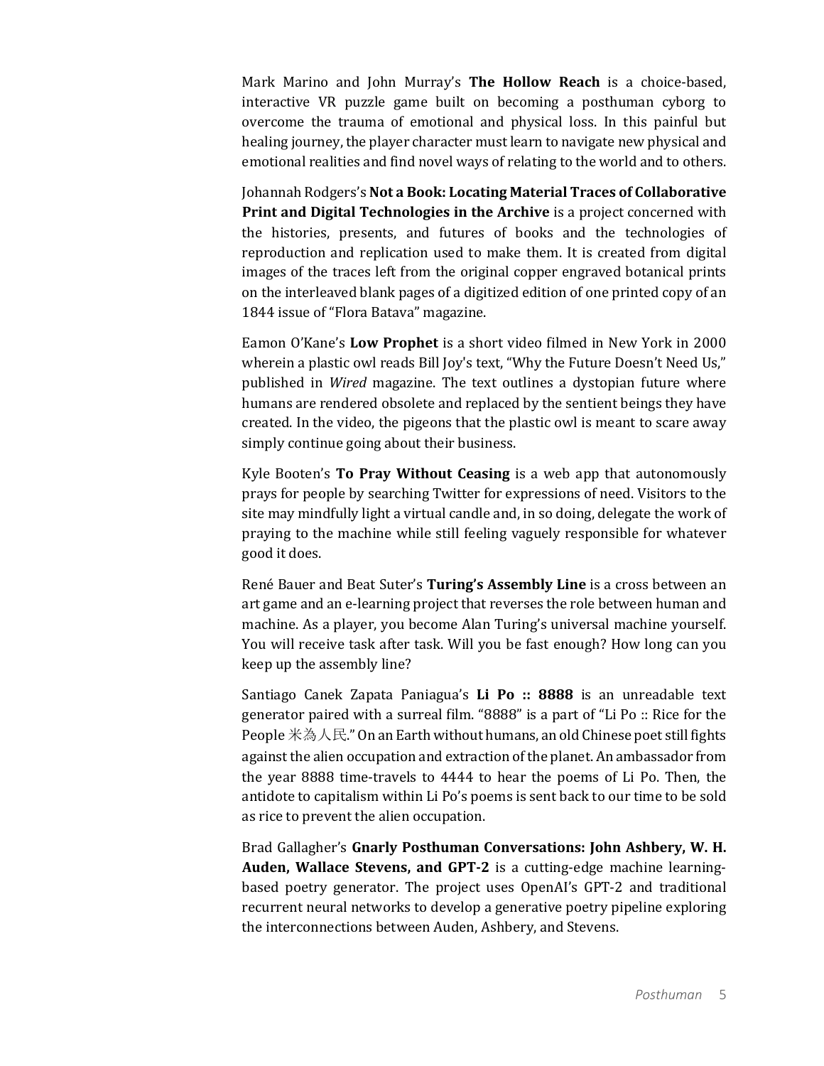Mark Marino and John Murray's **The Hollow Reach** is a choice-based, interactive VR puzzle game built on becoming a posthuman cyborg to overcome the trauma of emotional and physical loss. In this painful but healing journey, the player character must learn to navigate new physical and emotional realities and find novel ways of relating to the world and to others.

Johannah Rodgers's **Not a Book: Locating Material Traces of Collaborative Print and Digital Technologies in the Archive** is a project concerned with the histories, presents, and futures of books and the technologies of reproduction and replication used to make them. It is created from digital images of the traces left from the original copper engraved botanical prints on the interleaved blank pages of a digitized edition of one printed copy of an 1844 issue of "Flora Batava" magazine.

Eamon O'Kane's **Low Prophet** is a short video filmed in New York in 2000 wherein a plastic owl reads Bill Joy's text, "Why the Future Doesn't Need Us," published in *Wired* magazine. The text outlines a dystopian future where humans are rendered obsolete and replaced by the sentient beings they have created. In the video, the pigeons that the plastic owl is meant to scare away simply continue going about their business.

Kyle Booten's **To Pray Without Ceasing** is a web app that autonomously prays for people by searching Twitter for expressions of need. Visitors to the site may mindfully light a virtual candle and, in so doing, delegate the work of praying to the machine while still feeling vaguely responsible for whatever good it does.

René Bauer and Beat Suter's **Turing's Assembly Line** is a cross between an art game and an e-learning project that reverses the role between human and machine. As a player, you become Alan Turing's universal machine yourself. You will receive task after task. Will you be fast enough? How long can you keep up the assembly line?

Santiago Canek Zapata Paniagua's **Li Po :: 8888** is an unreadable text generator paired with a surreal film. "8888" is a part of "Li Po :: Rice for the People 米為人民." On an Earth without humans, an old Chinese poet still fights against the alien occupation and extraction of the planet. An ambassador from the year 8888 time-travels to 4444 to hear the poems of Li Po. Then, the antidote to capitalism within Li Po's poems is sent back to our time to be sold as rice to prevent the alien occupation.

Brad Gallagher's **Gnarly Posthuman Conversations: John Ashbery, W. H. Auden, Wallace Stevens, and GPT-2** is a cutting-edge machine learning-based poetry generator. The project uses OpenAI's GPT-2 and traditional recurrent neural networks to develop a generative poetry pipeline exploring the interconnections between Auden, Ashbery, and Stevens.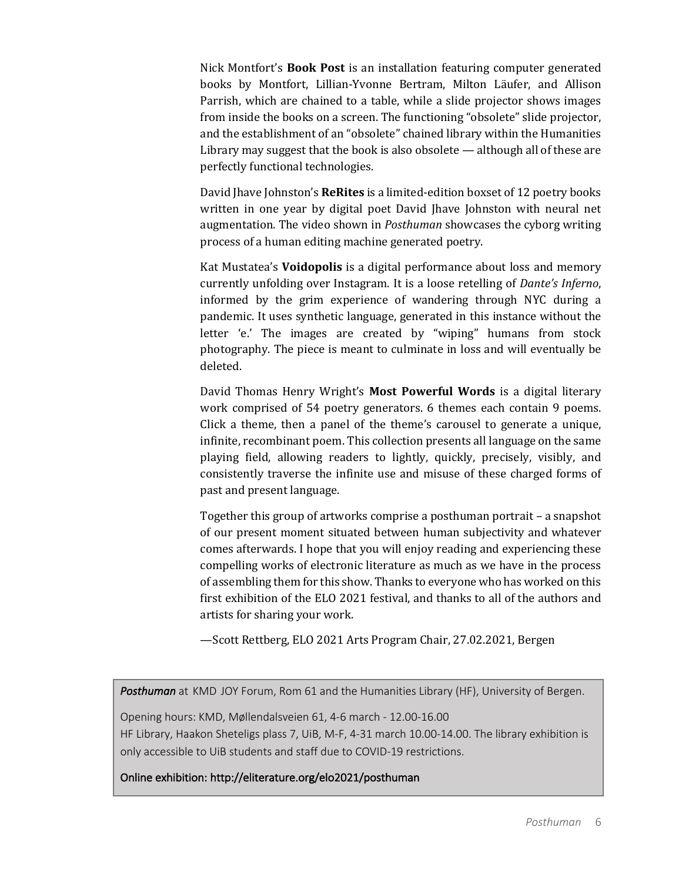Nick Montfort's **Book Post** is an installation featuring computer generated books by Montfort, Lillian-Yvonne Bertram, Milton Läufer, and Allison Parrish, which are chained to a table, while a slide projector shows images from inside the books on a screen. The functioning "obsolete" slide projector, and the establishment of an "obsolete" chained library within the Humanities Library may suggest that the book is also obsolete — although all of these are perfectly functional technologies.

David Jhave Johnston's **ReRites** is a limited-edition boxset of 12 poetry books written in one year by digital poet David Jhave Johnston with neural net augmentation. The video shown in *Posthuman* showcases the cyborg writing process of a human editing machine generated poetry.

Kat Mustatea's **Voidopolis** is a digital performance about loss and memory currently unfolding over Instagram. It is a loose retelling of *Dante's Inferno*, informed by the grim experience of wandering through NYC during a pandemic. It uses synthetic language, generated in this instance without the letter 'e.' The images are created by "wiping" humans from stock photography. The piece is meant to culminate in loss and will eventually be deleted.

David Thomas Henry Wright's **Most Powerful Words** is a digital literary work comprised of 54 poetry generators. 6 themes each contain 9 poems. Click a theme, then a panel of the theme's carousel to generate a unique, infinite, recombinant poem. This collection presents all language on the same playing field, allowing readers to lightly, quickly, precisely, visibly, and consistently traverse the infinite use and misuse of these charged forms of past and present language.

Together this group of artworks comprise a posthuman portrait – a snapshot of our present moment situated between human subjectivity and whatever comes afterwards. I hope that you will enjoy reading and experiencing these compelling works of electronic literature as much as we have in the process of assembling them for this show. Thanks to everyone who has worked on this first exhibition of the ELO 2021 festival, and thanks to all of the authors and artists for sharing your work.

—Scott Rettberg, ELO 2021 Arts Program Chair, 27.02.2021, Bergen

***Posthuman*** at KMD JOY Forum, Rom 61 and the Humanities Library (HF), University of Bergen.

Opening hours: KMD, Møllendalsveien 61, 4-6 march - 12.00-16.00
HF Library, Haakon Sheteligs plass 7, UiB, M-F, 4-31 march 10.00-14.00. The library exhibition is only accessible to UiB students and staff due to COVID-19 restrictions.

Online exhibition: http://eliterature.org/elo2021/posthuman